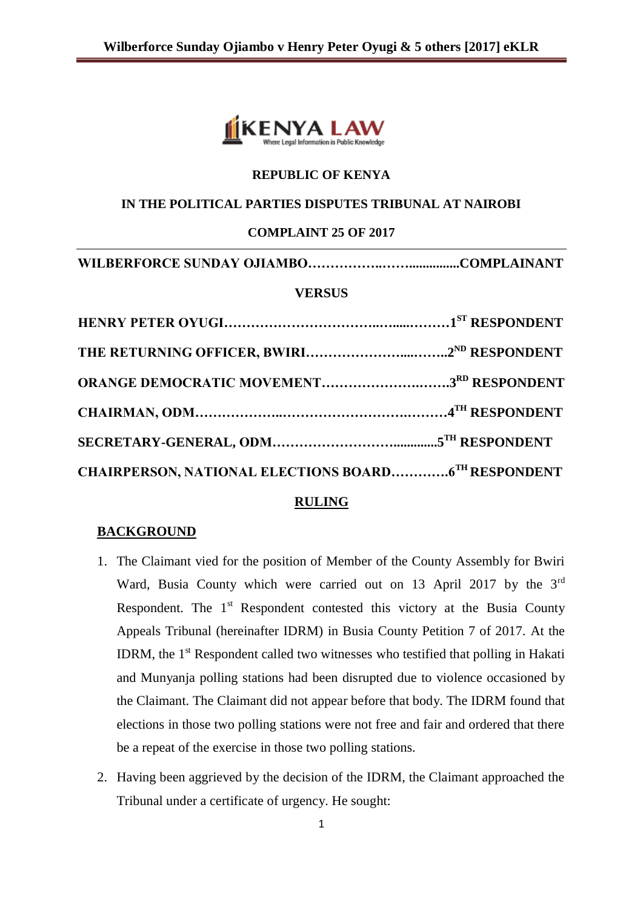**REPUBLIC OF KENYA**

**IN THE POLITICAL PARTIES DISPUTES TRIBUNAL AT NAIROBI**

**COMPLAINT 25 OF 2017**

**WILBERFORCE SUNDAY OJIAMBO……………..……...............COMPLAINANT**

**VERSUS**

**HENRY PETER OYUGI…………………………..…....………1ST RESPONDENT**

**THE RETURNING OFFICER, BWIRI…………………...……..2ND RESPONDENT**

**ORANGE DEMOCRATIC MOVEMENT……………….…….3RD RESPONDENT**

**CHAIRMAN, ODM………………..………………….………4TH RESPONDENT**

**SECRETARY-GENERAL, ODM…………………….............5TH RESPONDENT**

**CHAIRPERSON, NATIONAL ELECTIONS BOARD…………6TH RESPONDENT**

**RULING**

**BACKGROUND**

1. The Claimant vied for the position of Member of the County Assembly for Bwiri Ward, Busia County which were carried out on 13 April 2017 by the 3rd Respondent. The 1st Respondent contested this victory at the Busia County Appeals Tribunal (hereinafter IDRM) in Busia County Petition 7 of 2017. At the IDRM, the 1st Respondent called two witnesses who testified that polling in Hakati and Munyanja polling stations had been disrupted due to violence occasioned by the Claimant. The Claimant did not appear before that body. The IDRM found that elections in those two polling stations were not free and fair and ordered that there be a repeat of the exercise in those two polling stations.

2. Having been aggrieved by the decision of the IDRM, the Claimant approached the Tribunal under a certificate of urgency. He sought: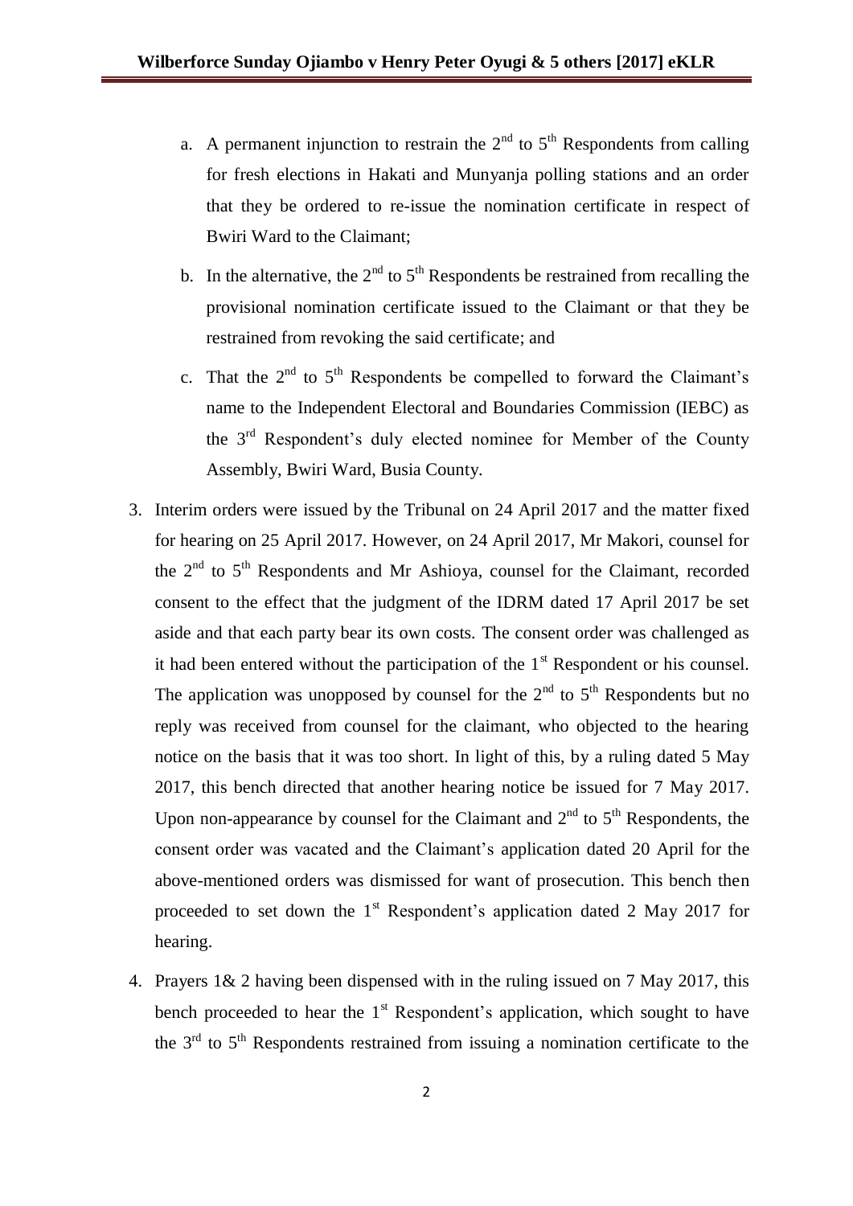a. A permanent injunction to restrain the 2nd to 5th Respondents from calling for fresh elections in Hakati and Munyanja polling stations and an order that they be ordered to re-issue the nomination certificate in respect of Bwiri Ward to the Claimant;

b. In the alternative, the 2nd to 5th Respondents be restrained from recalling the provisional nomination certificate issued to the Claimant or that they be restrained from revoking the said certificate; and

c. That the 2nd to 5th Respondents be compelled to forward the Claimant's name to the Independent Electoral and Boundaries Commission (IEBC) as the 3rd Respondent's duly elected nominee for Member of the County Assembly, Bwiri Ward, Busia County.

3. Interim orders were issued by the Tribunal on 24 April 2017 and the matter fixed for hearing on 25 April 2017. However, on 24 April 2017, Mr Makori, counsel for the 2nd to 5th Respondents and Mr Ashioya, counsel for the Claimant, recorded consent to the effect that the judgment of the IDRM dated 17 April 2017 be set aside and that each party bear its own costs. The consent order was challenged as it had been entered without the participation of the 1st Respondent or his counsel. The application was unopposed by counsel for the 2nd to 5th Respondents but no reply was received from counsel for the claimant, who objected to the hearing notice on the basis that it was too short. In light of this, by a ruling dated 5 May 2017, this bench directed that another hearing notice be issued for 7 May 2017. Upon non-appearance by counsel for the Claimant and 2nd to 5th Respondents, the consent order was vacated and the Claimant's application dated 20 April for the above-mentioned orders was dismissed for want of prosecution. This bench then proceeded to set down the 1st Respondent's application dated 2 May 2017 for hearing.

4. Prayers 1& 2 having been dispensed with in the ruling issued on 7 May 2017, this bench proceeded to hear the 1st Respondent's application, which sought to have the 3rd to 5th Respondents restrained from issuing a nomination certificate to the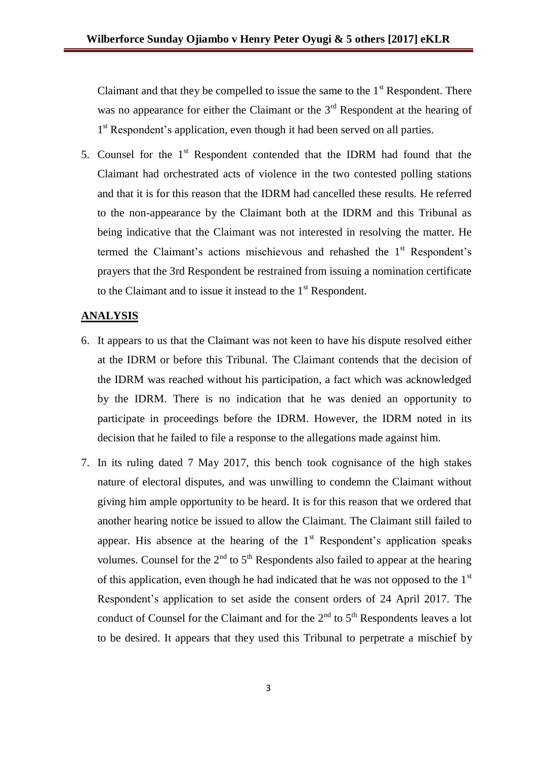Claimant and that they be compelled to issue the same to the 1st Respondent. There was no appearance for either the Claimant or the 3rd Respondent at the hearing of 1st Respondent's application, even though it had been served on all parties.

5. Counsel for the 1st Respondent contended that the IDRM had found that the Claimant had orchestrated acts of violence in the two contested polling stations and that it is for this reason that the IDRM had cancelled these results. He referred to the non-appearance by the Claimant both at the IDRM and this Tribunal as being indicative that the Claimant was not interested in resolving the matter. He termed the Claimant's actions mischievous and rehashed the 1st Respondent's prayers that the 3rd Respondent be restrained from issuing a nomination certificate to the Claimant and to issue it instead to the 1st Respondent.

## ANALYSIS

6. It appears to us that the Claimant was not keen to have his dispute resolved either at the IDRM or before this Tribunal. The Claimant contends that the decision of the IDRM was reached without his participation, a fact which was acknowledged by the IDRM. There is no indication that he was denied an opportunity to participate in proceedings before the IDRM. However, the IDRM noted in its decision that he failed to file a response to the allegations made against him.

7. In its ruling dated 7 May 2017, this bench took cognisance of the high stakes nature of electoral disputes, and was unwilling to condemn the Claimant without giving him ample opportunity to be heard. It is for this reason that we ordered that another hearing notice be issued to allow the Claimant. The Claimant still failed to appear. His absence at the hearing of the 1st Respondent's application speaks volumes. Counsel for the 2nd to 5th Respondents also failed to appear at the hearing of this application, even though he had indicated that he was not opposed to the 1st Respondent's application to set aside the consent orders of 24 April 2017. The conduct of Counsel for the Claimant and for the 2nd to 5th Respondents leaves a lot to be desired. It appears that they used this Tribunal to perpetrate a mischief by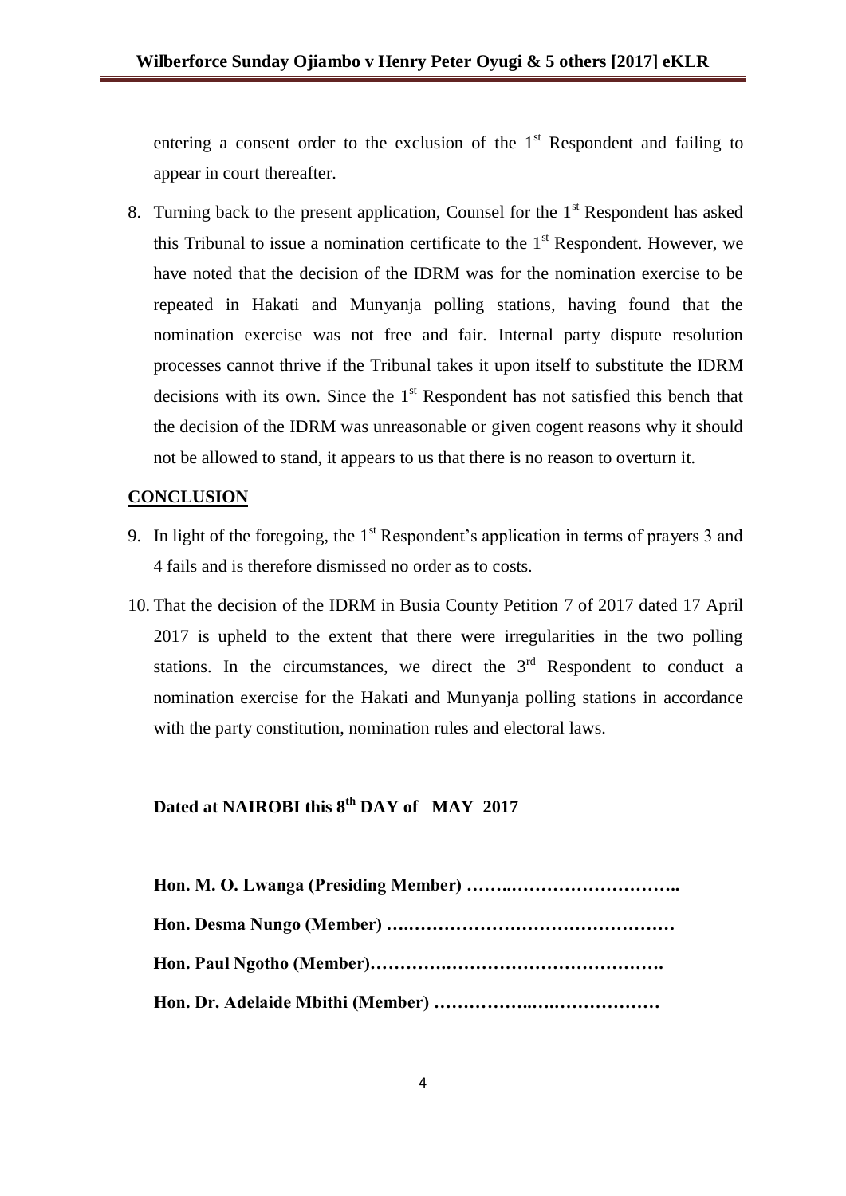entering a consent order to the exclusion of the 1st Respondent and failing to appear in court thereafter.

8. Turning back to the present application, Counsel for the 1st Respondent has asked this Tribunal to issue a nomination certificate to the 1st Respondent. However, we have noted that the decision of the IDRM was for the nomination exercise to be repeated in Hakati and Munyanja polling stations, having found that the nomination exercise was not free and fair. Internal party dispute resolution processes cannot thrive if the Tribunal takes it upon itself to substitute the IDRM decisions with its own. Since the 1st Respondent has not satisfied this bench that the decision of the IDRM was unreasonable or given cogent reasons why it should not be allowed to stand, it appears to us that there is no reason to overturn it.

## CONCLUSION

9. In light of the foregoing, the 1st Respondent's application in terms of prayers 3 and 4 fails and is therefore dismissed no order as to costs.

10. That the decision of the IDRM in Busia County Petition 7 of 2017 dated 17 April 2017 is upheld to the extent that there were irregularities in the two polling stations. In the circumstances, we direct the 3rd Respondent to conduct a nomination exercise for the Hakati and Munyanja polling stations in accordance with the party constitution, nomination rules and electoral laws.

**Dated at NAIROBI this 8th DAY of MAY 2017**

**Hon. M. O. Lwanga (Presiding Member) ……..………………………..**

**Hon. Desma Nungo (Member) ….………………………………………**

**Hon. Paul Ngotho (Member)………….……………………………….**

**Hon. Dr. Adelaide Mbithi (Member) ……………..….………………**